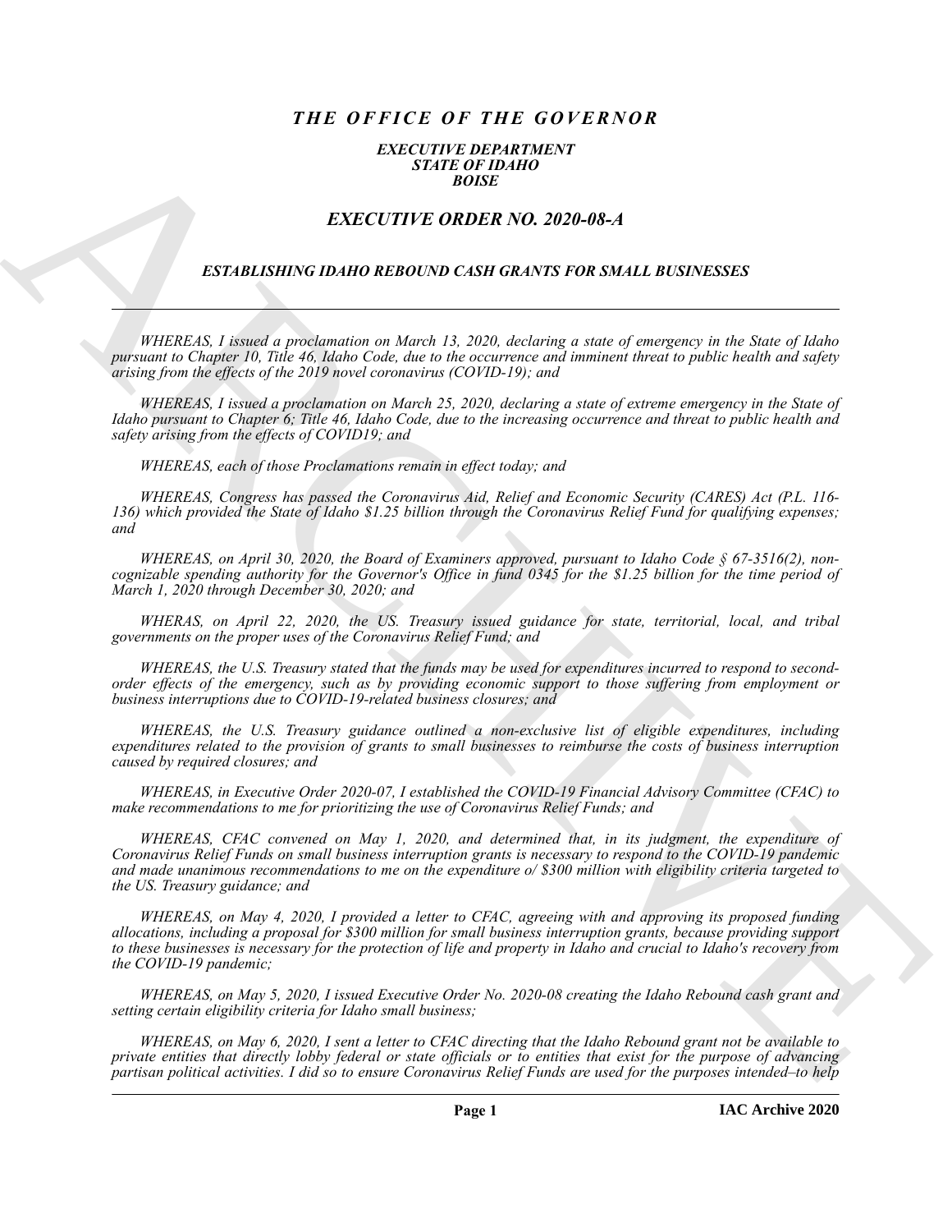# *THE OFFICE OF THE GOVERNOR*

***EXECUTIVE DEPARTMENT***
***STATE OF IDAHO***
***BOISE***

## *EXECUTIVE ORDER NO. 2020-08-A*

### *ESTABLISHING IDAHO REBOUND CASH GRANTS FOR SMALL BUSINESSES*

---

*WHEREAS, I issued a proclamation on March 13, 2020, declaring a state of emergency in the State of Idaho pursuant to Chapter 10, Title 46, Idaho Code, due to the occurrence and imminent threat to public health and safety arising from the effects of the 2019 novel coronavirus (COVID-19); and*

*WHEREAS, I issued a proclamation on March 25, 2020, declaring a state of extreme emergency in the State of Idaho pursuant to Chapter 6; Title 46, Idaho Code, due to the increasing occurrence and threat to public health and safety arising from the effects of COVID19; and*

*WHEREAS, each of those Proclamations remain in effect today; and*

*WHEREAS, Congress has passed the Coronavirus Aid, Relief and Economic Security (CARES) Act (P.L. 116-136) which provided the State of Idaho $1.25 billion through the Coronavirus Relief Fund for qualifying expenses; and*

*WHEREAS, on April 30, 2020, the Board of Examiners approved, pursuant to Idaho Code § 67-3516(2), non-cognizable spending authority for the Governor's Office in fund 0345 for the $1.25 billion for the time period of March 1, 2020 through December 30, 2020; and*

*WHERAS, on April 22, 2020, the US. Treasury issued guidance for state, territorial, local, and tribal governments on the proper uses of the Coronavirus Relief Fund; and*

*WHEREAS, the U.S. Treasury stated that the funds may be used for expenditures incurred to respond to second-order effects of the emergency, such as by providing economic support to those suffering from employment or business interruptions due to COVID-19-related business closures; and*

*WHEREAS, the U.S. Treasury guidance outlined a non-exclusive list of eligible expenditures, including expenditures related to the provision of grants to small businesses to reimburse the costs of business interruption caused by required closures; and*

*WHEREAS, in Executive Order 2020-07, I established the COVID-19 Financial Advisory Committee (CFAC) to make recommendations to me for prioritizing the use of Coronavirus Relief Funds; and*

*WHEREAS, CFAC convened on May 1, 2020, and determined that, in its judgment, the expenditure of Coronavirus Relief Funds on small business interruption grants is necessary to respond to the COVID-19 pandemic and made unanimous recommendations to me on the expenditure o/ $300 million with eligibility criteria targeted to the US. Treasury guidance; and*

*WHEREAS, on May 4, 2020, I provided a letter to CFAC, agreeing with and approving its proposed funding allocations, including a proposal for $300 million for small business interruption grants, because providing support to these businesses is necessary for the protection of life and property in Idaho and crucial to Idaho's recovery from the COVID-19 pandemic;*

*WHEREAS, on May 5, 2020, I issued Executive Order No. 2020-08 creating the Idaho Rebound cash grant and setting certain eligibility criteria for Idaho small business;*

*WHEREAS, on May 6, 2020, I sent a letter to CFAC directing that the Idaho Rebound grant not be available to private entities that directly lobby federal or state officials or to entities that exist for the purpose of advancing partisan political activities. I did so to ensure Coronavirus Relief Funds are used for the purposes intended–to help*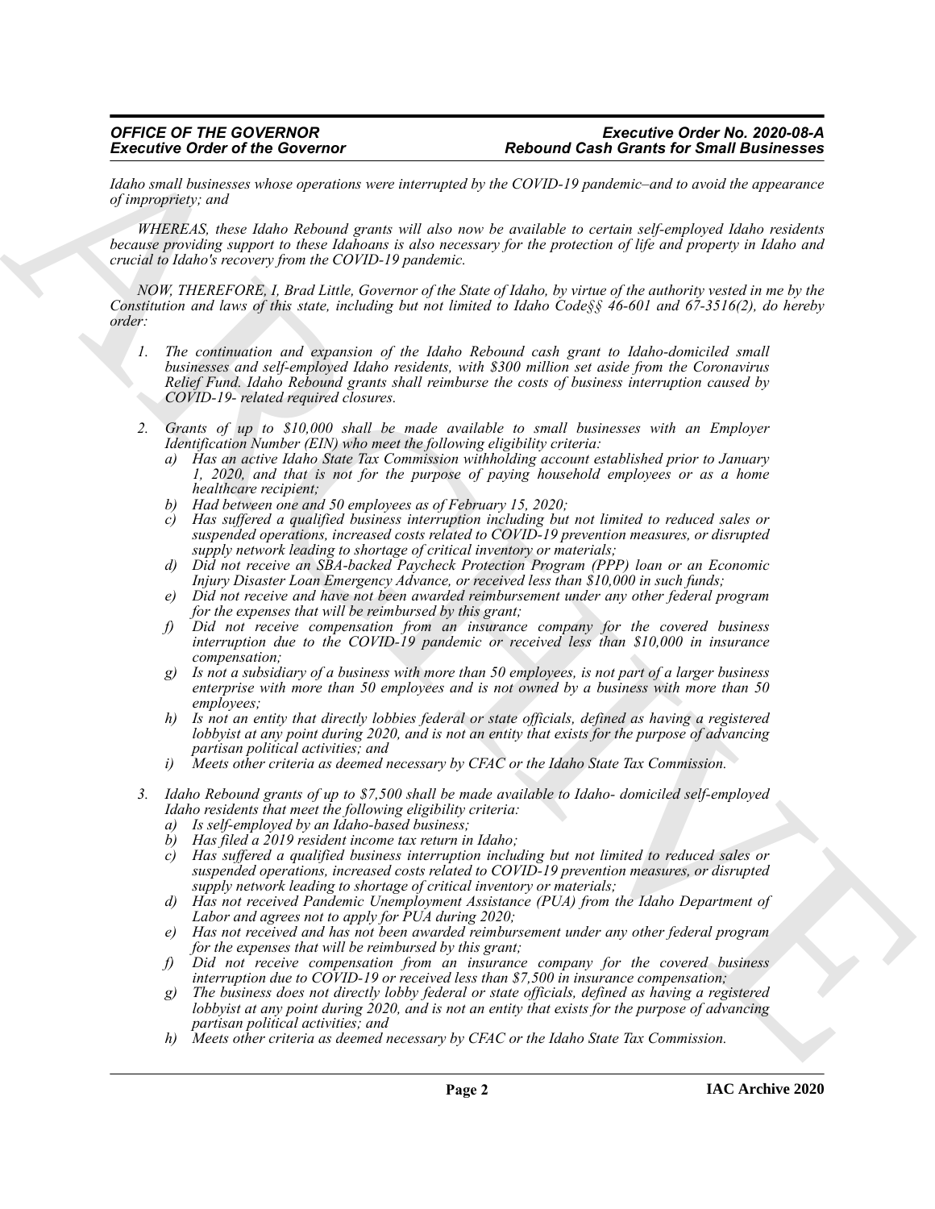*Idaho small businesses whose operations were interrupted by the COVID-19 pandemic–and to avoid the appearance of impropriety; and*

*WHEREAS, these Idaho Rebound grants will also now be available to certain self-employed Idaho residents because providing support to these Idahoans is also necessary for the protection of life and property in Idaho and crucial to Idaho's recovery from the COVID-19 pandemic.*

*NOW, THEREFORE, I, Brad Little, Governor of the State of Idaho, by virtue of the authority vested in me by the Constitution and laws of this state, including but not limited to Idaho Code§§ 46-601 and 67-3516(2), do hereby order:*

1. *The continuation and expansion of the Idaho Rebound cash grant to Idaho-domiciled small businesses and self-employed Idaho residents, with $300 million set aside from the Coronavirus Relief Fund. Idaho Rebound grants shall reimburse the costs of business interruption caused by COVID-19- related required closures.*

2. *Grants of up to $10,000 shall be made available to small businesses with an Employer Identification Number (EIN) who meet the following eligibility criteria:*
   a) *Has an active Idaho State Tax Commission withholding account established prior to January 1, 2020, and that is not for the purpose of paying household employees or as a home healthcare recipient;*
   b) *Had between one and 50 employees as of February 15, 2020;*
   c) *Has suffered a qualified business interruption including but not limited to reduced sales or suspended operations, increased costs related to COVID-19 prevention measures, or disrupted supply network leading to shortage of critical inventory or materials;*
   d) *Did not receive an SBA-backed Paycheck Protection Program (PPP) loan or an Economic Injury Disaster Loan Emergency Advance, or received less than $10,000 in such funds;*
   e) *Did not receive and have not been awarded reimbursement under any other federal program for the expenses that will be reimbursed by this grant;*
   f) *Did not receive compensation from an insurance company for the covered business interruption due to the COVID-19 pandemic or received less than $10,000 in insurance compensation;*
   g) *Is not a subsidiary of a business with more than 50 employees, is not part of a larger business enterprise with more than 50 employees and is not owned by a business with more than 50 employees;*
   h) *Is not an entity that directly lobbies federal or state officials, defined as having a registered lobbyist at any point during 2020, and is not an entity that exists for the purpose of advancing partisan political activities; and*
   i) *Meets other criteria as deemed necessary by CFAC or the Idaho State Tax Commission.*

3. *Idaho Rebound grants of up to $7,500 shall be made available to Idaho- domiciled self-employed Idaho residents that meet the following eligibility criteria:*
   a) *Is self-employed by an Idaho-based business;*
   b) *Has filed a 2019 resident income tax return in Idaho;*
   c) *Has suffered a qualified business interruption including but not limited to reduced sales or suspended operations, increased costs related to COVID-19 prevention measures, or disrupted supply network leading to shortage of critical inventory or materials;*
   d) *Has not received Pandemic Unemployment Assistance (PUA) from the Idaho Department of Labor and agrees not to apply for PUA during 2020;*
   e) *Has not received and has not been awarded reimbursement under any other federal program for the expenses that will be reimbursed by this grant;*
   f) *Did not receive compensation from an insurance company for the covered business interruption due to COVID-19 or received less than $7,500 in insurance compensation;*
   g) *The business does not directly lobby federal or state officials, defined as having a registered lobbyist at any point during 2020, and is not an entity that exists for the purpose of advancing partisan political activities; and*
   h) *Meets other criteria as deemed necessary by CFAC or the Idaho State Tax Commission.*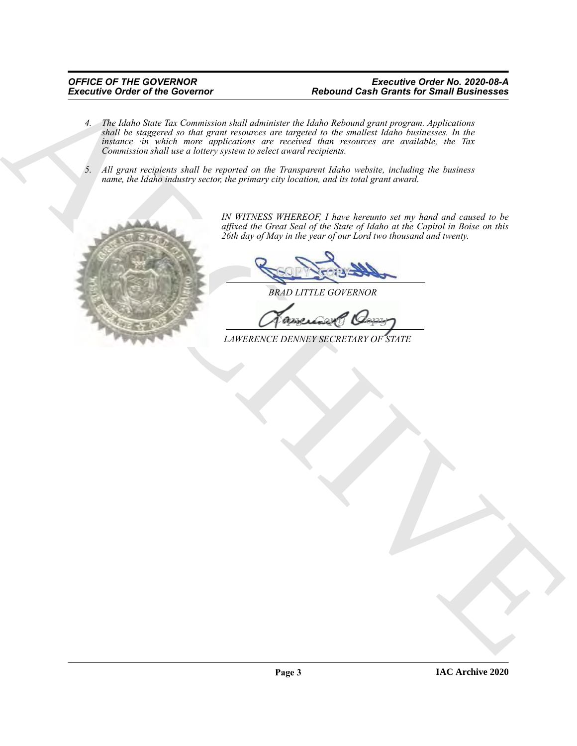4. *The Idaho State Tax Commission shall administer the Idaho Rebound grant program. Applications shall be staggered so that grant resources are targeted to the smallest Idaho businesses. In the instance ·in which more applications are received than resources are available, the Tax Commission shall use a lottery system to select award recipients.*

5. *All grant recipients shall be reported on the Transparent Idaho website, including the business name, the Idaho industry sector, the primary city location, and its total grant award.*

*IN WITNESS WHEREOF, I have hereunto set my hand and caused to be affixed the Great Seal of the State of Idaho at the Capitol in Boise on this 26th day of May in the year of our Lord two thousand and twenty.*

*BRAD LITTLE GOVERNOR*

*LAWERENCE DENNEY SECRETARY OF STATE*